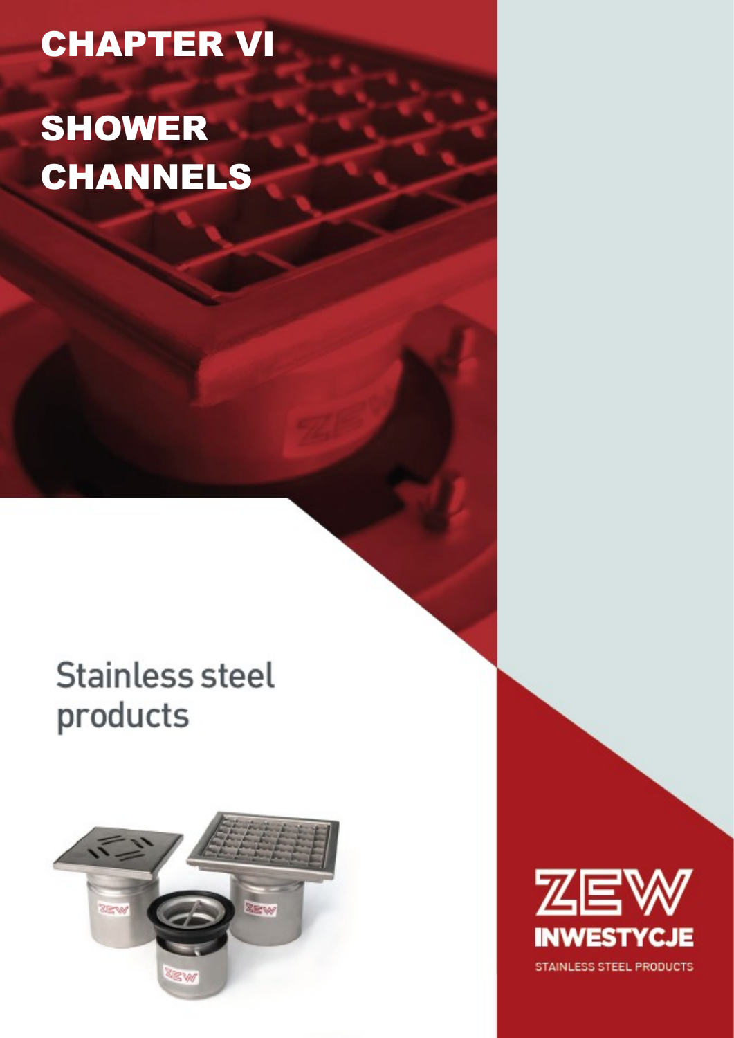# CHAPTER VI

# SHOWER CHANNELS

## Stainless steel products

ZEW INWESTYCJE

STAINLESS STEEL PRODUCTS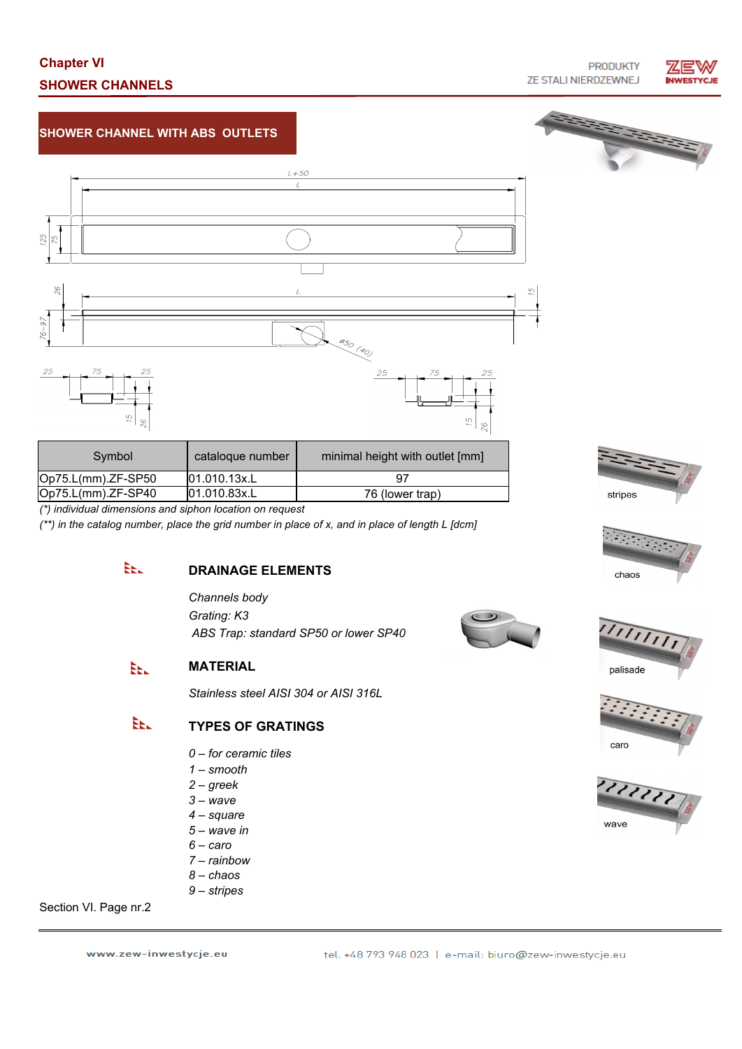# Chapter VI

## SHOWER CHANNELS

### SHOWER CHANNEL WITH ABS OUTLETS

| Symbol | cataloque number | minimal height with outlet [mm] |
|---|---|---|
| Op75.L(mm).ZF-SP50 | 01.010.13x.L | 97 |
| Op75.L(mm).ZF-SP40 | 01.010.83x.L | 76 (lower trap) |

*(\*) individual dimensions and siphon location on request*

*(\*\*) in the catalog number, place the grid number in place of x, and in place of length L [dcm]*

### DRAINAGE ELEMENTS

*Channels body*

*Grating: K3*

*ABS Trap: standard SP50 or lower SP40*

### MATERIAL

*Stainless steel AISI 304 or AISI 316L*

### TYPES OF GRATINGS

*0 – for ceramic tiles*
*1 – smooth*
*2 – greek*
*3 – wave*
*4 – square*
*5 – wave in*
*6 – caro*
*7 – rainbow*
*8 – chaos*
*9 – stripes*

stripes

chaos

palisade

caro

wave

Section VI. Page nr.2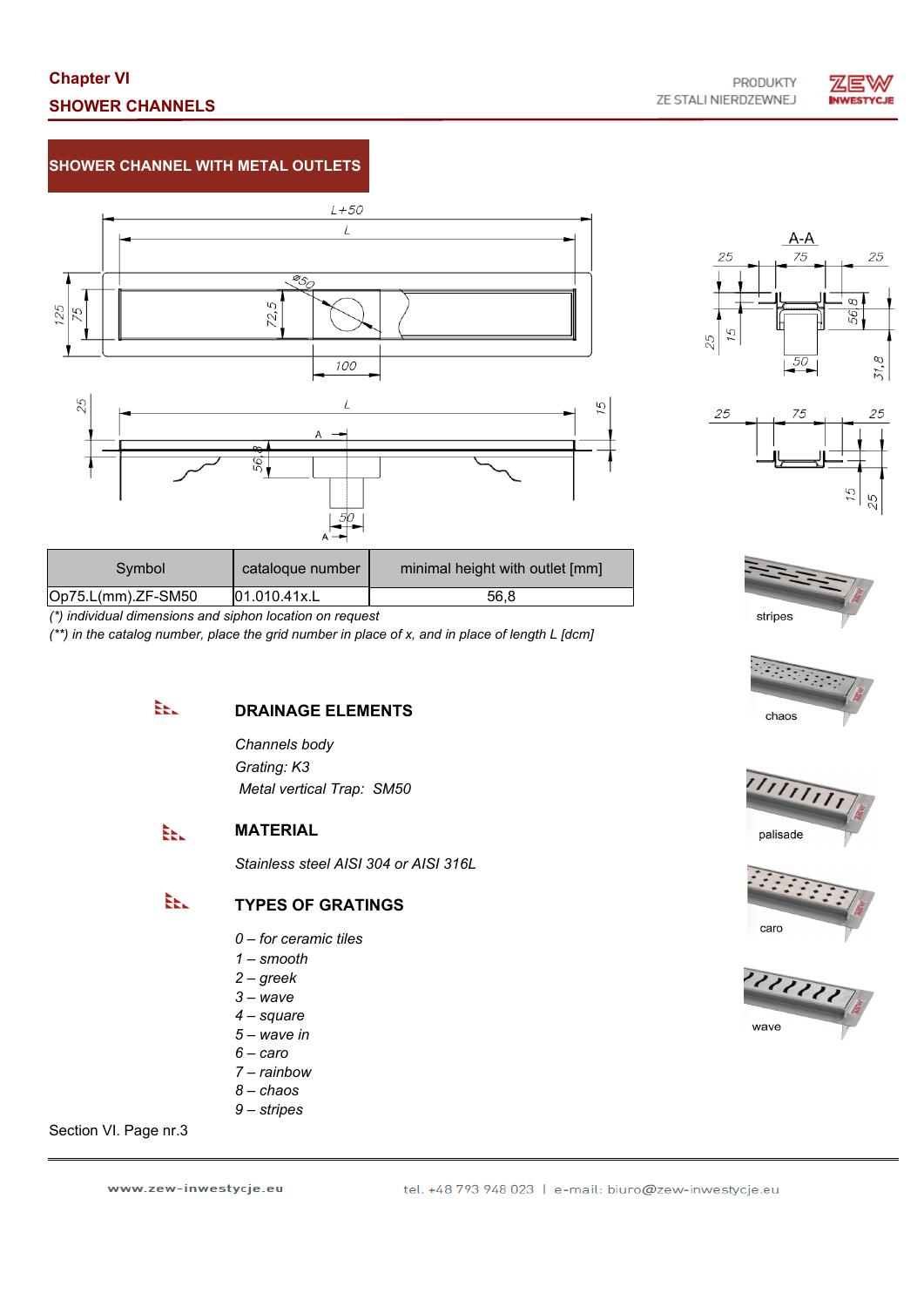# Chapter VI

## SHOWER CHANNELS

### SHOWER CHANNEL WITH METAL OUTLETS

| Symbol | cataloque number | minimal height with outlet [mm] |
|---|---|---|
| Op75.L(mm).ZF-SM50 | 01.010.41x.L | 56,8 |

*(\*) individual dimensions and siphon location on request*

*(\*\*) in the catalog number, place the grid number in place of x, and in place of length L [dcm]*

stripes

chaos

palisade

caro

wave

### DRAINAGE ELEMENTS

*Channels body*

*Grating: K3*

*Metal vertical Trap: SM50*

### MATERIAL

*Stainless steel AISI 304 or AISI 316L*

### TYPES OF GRATINGS

*0 – for ceramic tiles*
*1 – smooth*
*2 – greek*
*3 – wave*
*4 – square*
*5 – wave in*
*6 – caro*
*7 – rainbow*
*8 – chaos*
*9 – stripes*

Section VI. Page nr.3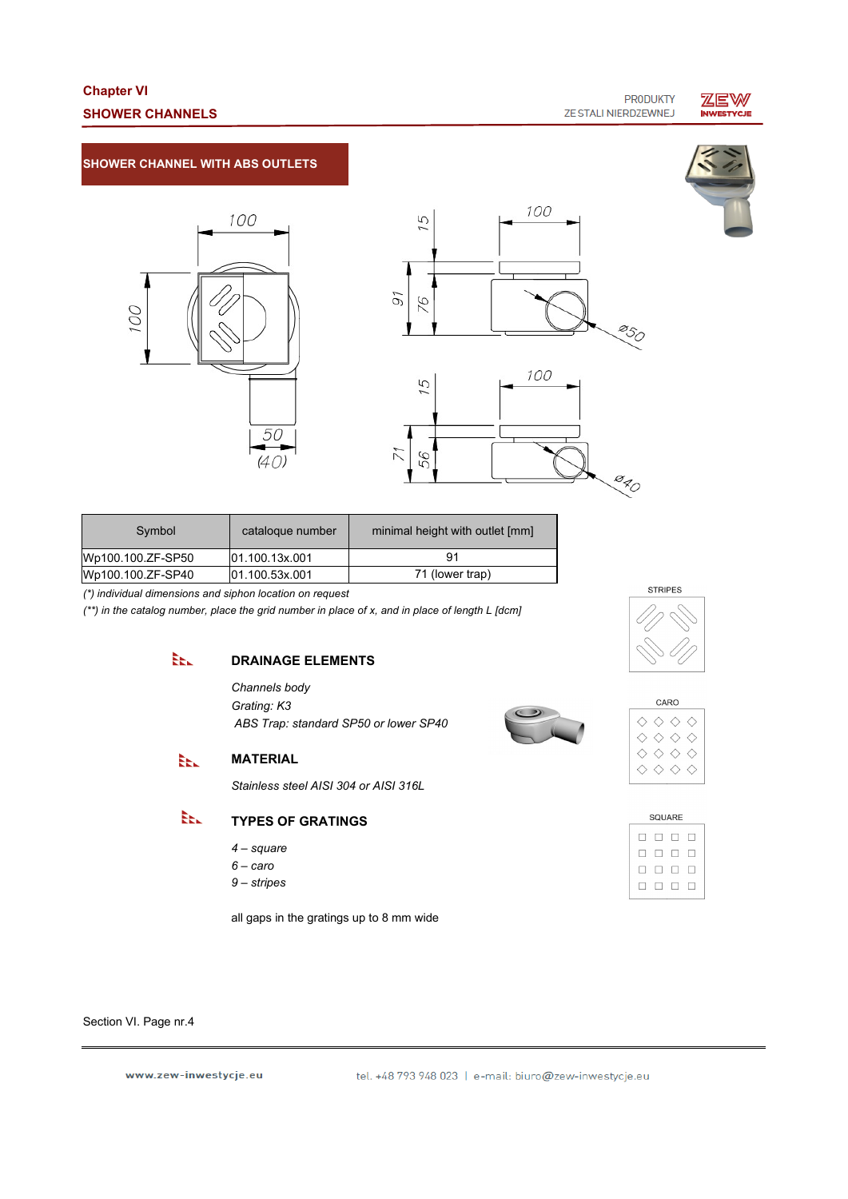## SHOWER CHANNEL WITH ABS OUTLETS

| Symbol | cataloque number | minimal height with outlet [mm] |
|---|---|---|
| Wp100.100.ZF-SP50 | 01.100.13x.001 | 91 |
| Wp100.100.ZF-SP40 | 01.100.53x.001 | 71 (lower trap) |

*(\*) individual dimensions and siphon location on request*

*(\*\*) in the catalog number, place the grid number in place of x, and in place of length L [dcm]*

### DRAINAGE ELEMENTS

*Channels body*

*Grating: K3*

*ABS Trap: standard SP50 or lower SP40*

### MATERIAL

*Stainless steel AISI 304 or AISI 316L*

### TYPES OF GRATINGS

*4 – square*

*6 – caro*

*9 – stripes*

all gaps in the gratings up to 8 mm wide

STRIPES

CARO

SQUARE

Section VI. Page nr.4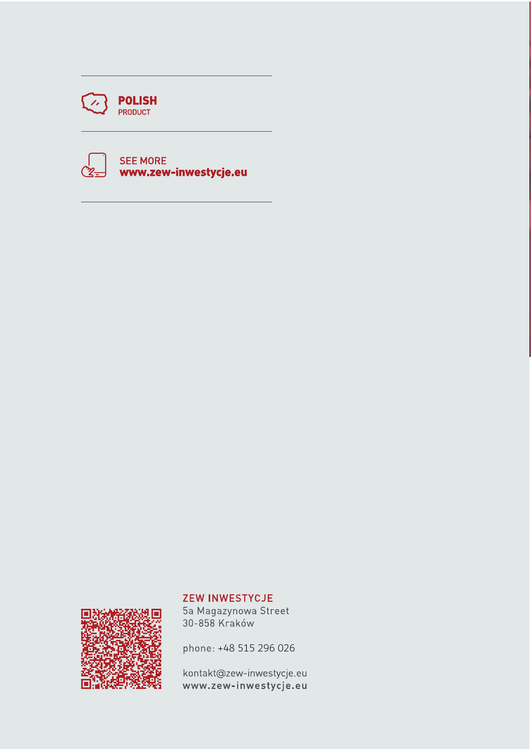**POLISH**
PRODUCT

SEE MORE
**www.zew-inwestycje.eu**

ZEW INWESTYCJE
5a Magazynowa Street
30-858 Kraków

phone: +48 515 296 026

kontakt@zew-inwestycje.eu
www.zew-inwestycje.eu